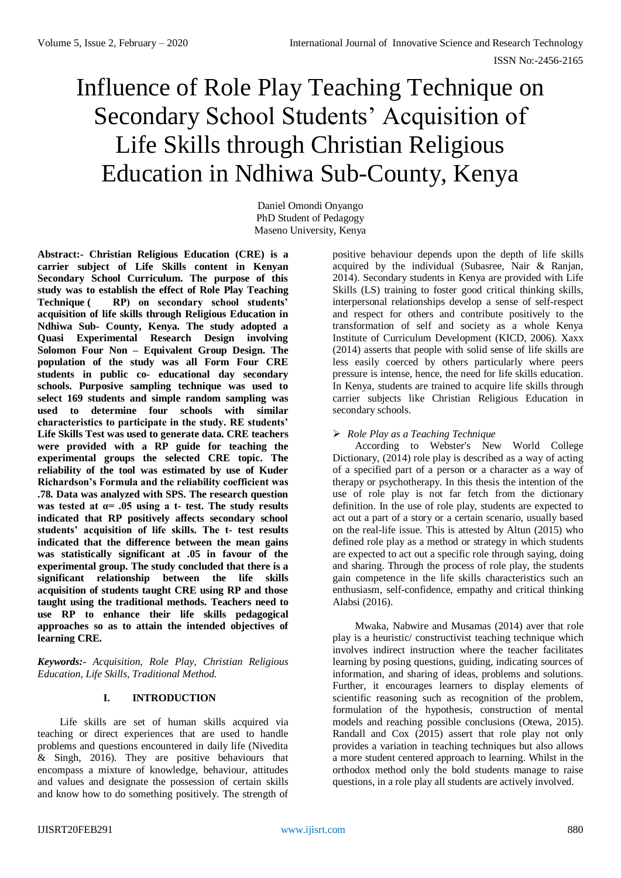# Influence of Role Play Teaching Technique on Secondary School Students' Acquisition of Life Skills through Christian Religious Education in Ndhiwa Sub-County, Kenya

Daniel Omondi Onyango
PhD Student of Pedagogy
Maseno University, Kenya

**Abstract:- Christian Religious Education (CRE) is a carrier subject of Life Skills content in Kenyan Secondary School Curriculum. The purpose of this study was to establish the effect of Role Play Teaching Technique ( RP) on secondary school students' acquisition of life skills through Religious Education in Ndhiwa Sub- County, Kenya. The study adopted a Quasi Experimental Research Design involving Solomon Four Non – Equivalent Group Design. The population of the study was all Form Four CRE students in public co- educational day secondary schools. Purposive sampling technique was used to select 169 students and simple random sampling was used to determine four schools with similar characteristics to participate in the study. RE students' Life Skills Test was used to generate data. CRE teachers were provided with a RP guide for teaching the experimental groups the selected CRE topic. The reliability of the tool was estimated by use of Kuder Richardson's Formula and the reliability coefficient was .78. Data was analyzed with SPS. The research question was tested at α= .05 using a t- test. The study results indicated that RP positively affects secondary school students' acquisition of life skills. The t- test results indicated that the difference between the mean gains was statistically significant at .05 in favour of the experimental group. The study concluded that there is a significant relationship between the life skills acquisition of students taught CRE using RP and those taught using the traditional methods. Teachers need to use RP to enhance their life skills pedagogical approaches so as to attain the intended objectives of learning CRE.**

***Keywords:-** Acquisition, Role Play, Christian Religious Education, Life Skills, Traditional Method.*

## I. INTRODUCTION

Life skills are set of human skills acquired via teaching or direct experiences that are used to handle problems and questions encountered in daily life (Nivedita & Singh, 2016). They are positive behaviours that encompass a mixture of knowledge, behaviour, attitudes and values and designate the possession of certain skills and know how to do something positively. The strength of positive behaviour depends upon the depth of life skills acquired by the individual (Subasree, Nair & Ranjan, 2014). Secondary students in Kenya are provided with Life Skills (LS) training to foster good critical thinking skills, interpersonal relationships develop a sense of self-respect and respect for others and contribute positively to the transformation of self and society as a whole Kenya Institute of Curriculum Development (KICD, 2006). Xaxx (2014) asserts that people with solid sense of life skills are less easily coerced by others particularly where peers pressure is intense, hence, the need for life skills education. In Kenya, students are trained to acquire life skills through carrier subjects like Christian Religious Education in secondary schools.

➢ *Role Play as a Teaching Technique*

According to Webster's New World College Dictionary, (2014) role play is described as a way of acting of a specified part of a person or a character as a way of therapy or psychotherapy. In this thesis the intention of the use of role play is not far fetch from the dictionary definition. In the use of role play, students are expected to act out a part of a story or a certain scenario, usually based on the real-life issue. This is attested by Altun (2015) who defined role play as a method or strategy in which students are expected to act out a specific role through saying, doing and sharing. Through the process of role play, the students gain competence in the life skills characteristics such an enthusiasm, self-confidence, empathy and critical thinking Alabsi (2016).

Mwaka, Nabwire and Musamas (2014) aver that role play is a heuristic/ constructivist teaching technique which involves indirect instruction where the teacher facilitates learning by posing questions, guiding, indicating sources of information, and sharing of ideas, problems and solutions. Further, it encourages learners to display elements of scientific reasoning such as recognition of the problem, formulation of the hypothesis, construction of mental models and reaching possible conclusions (Otewa, 2015). Randall and Cox (2015) assert that role play not only provides a variation in teaching techniques but also allows a more student centered approach to learning. Whilst in the orthodox method only the bold students manage to raise questions, in a role play all students are actively involved.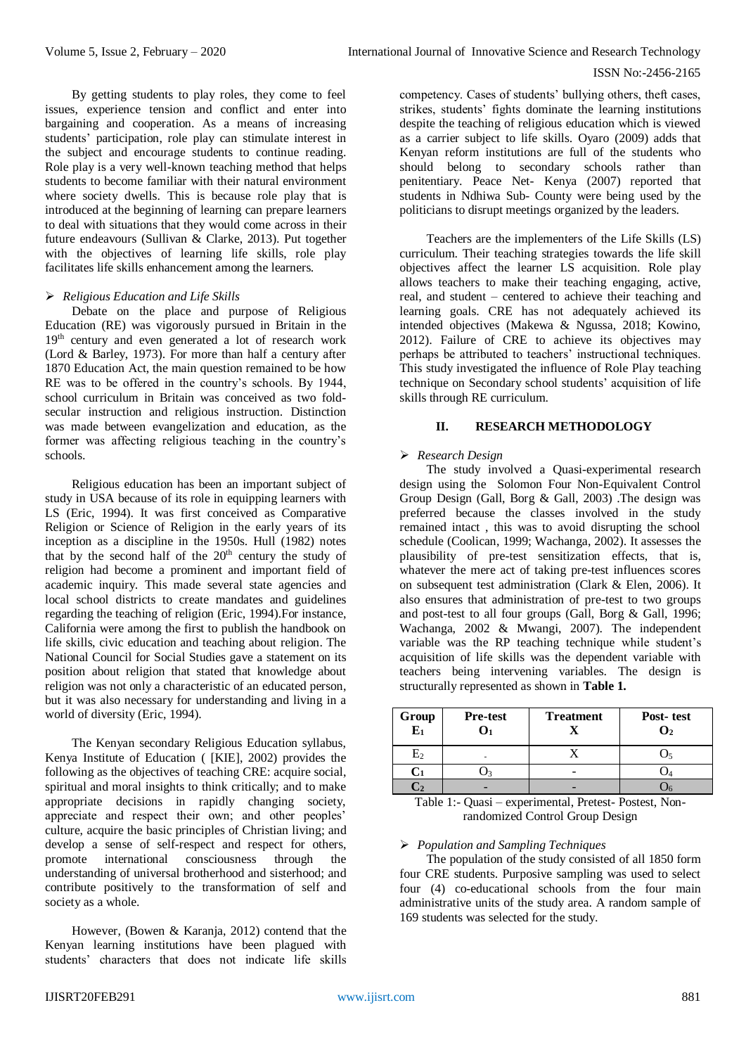By getting students to play roles, they come to feel issues, experience tension and conflict and enter into bargaining and cooperation. As a means of increasing students' participation, role play can stimulate interest in the subject and encourage students to continue reading. Role play is a very well-known teaching method that helps students to become familiar with their natural environment where society dwells. This is because role play that is introduced at the beginning of learning can prepare learners to deal with situations that they would come across in their future endeavours (Sullivan & Clarke, 2013). Put together with the objectives of learning life skills, role play facilitates life skills enhancement among the learners.

- *Religious Education and Life Skills*

Debate on the place and purpose of Religious Education (RE) was vigorously pursued in Britain in the 19th century and even generated a lot of research work (Lord & Barley, 1973). For more than half a century after 1870 Education Act, the main question remained to be how RE was to be offered in the country's schools. By 1944, school curriculum in Britain was conceived as two fold-secular instruction and religious instruction. Distinction was made between evangelization and education, as the former was affecting religious teaching in the country's schools.

Religious education has been an important subject of study in USA because of its role in equipping learners with LS (Eric, 1994). It was first conceived as Comparative Religion or Science of Religion in the early years of its inception as a discipline in the 1950s. Hull (1982) notes that by the second half of the 20th century the study of religion had become a prominent and important field of academic inquiry. This made several state agencies and local school districts to create mandates and guidelines regarding the teaching of religion (Eric, 1994).For instance, California were among the first to publish the handbook on life skills, civic education and teaching about religion. The National Council for Social Studies gave a statement on its position about religion that stated that knowledge about religion was not only a characteristic of an educated person, but it was also necessary for understanding and living in a world of diversity (Eric, 1994).

The Kenyan secondary Religious Education syllabus, Kenya Institute of Education ( [KIE], 2002) provides the following as the objectives of teaching CRE: acquire social, spiritual and moral insights to think critically; and to make appropriate decisions in rapidly changing society, appreciate and respect their own; and other peoples' culture, acquire the basic principles of Christian living; and develop a sense of self-respect and respect for others, promote international consciousness through the understanding of universal brotherhood and sisterhood; and contribute positively to the transformation of self and society as a whole.

However, (Bowen & Karanja, 2012) contend that the Kenyan learning institutions have been plagued with students' characters that does not indicate life skills competency. Cases of students' bullying others, theft cases, strikes, students' fights dominate the learning institutions despite the teaching of religious education which is viewed as a carrier subject to life skills. Oyaro (2009) adds that Kenyan reform institutions are full of the students who should belong to secondary schools rather than penitentiary. Peace Net- Kenya (2007) reported that students in Ndhiwa Sub- County were being used by the politicians to disrupt meetings organized by the leaders.

Teachers are the implementers of the Life Skills (LS) curriculum. Their teaching strategies towards the life skill objectives affect the learner LS acquisition. Role play allows teachers to make their teaching engaging, active, real, and student – centered to achieve their teaching and learning goals. CRE has not adequately achieved its intended objectives (Makewa & Ngussa, 2018; Kowino, 2012). Failure of CRE to achieve its objectives may perhaps be attributed to teachers' instructional techniques. This study investigated the influence of Role Play teaching technique on Secondary school students' acquisition of life skills through RE curriculum.

## II. RESEARCH METHODOLOGY

- *Research Design*

The study involved a Quasi-experimental research design using the Solomon Four Non-Equivalent Control Group Design (Gall, Borg & Gall, 2003) .The design was preferred because the classes involved in the study remained intact , this was to avoid disrupting the school schedule (Coolican, 1999; Wachanga, 2002). It assesses the plausibility of pre-test sensitization effects, that is, whatever the mere act of taking pre-test influences scores on subsequent test administration (Clark & Elen, 2006). It also ensures that administration of pre-test to two groups and post-test to all four groups (Gall, Borg & Gall, 1996; Wachanga, 2002 & Mwangi, 2007). The independent variable was the RP teaching technique while student's acquisition of life skills was the dependent variable with teachers being intervening variables. The design is structurally represented as shown in **Table 1.**

| Group $E_1$ | Pre-test $O_1$ | Treatment X | Post- test $O_2$ |
|---|---|---|---|
| $E_2$ | - | X | $O_5$ |
| $C_1$ | $O_3$ | - | $O_4$ |
| $C_2$ | - | - | $O_6$ |

Table 1:- Quasi – experimental, Pretest- Postest, Non-randomized Control Group Design

- *Population and Sampling Techniques*

The population of the study consisted of all 1850 form four CRE students. Purposive sampling was used to select four (4) co-educational schools from the four main administrative units of the study area. A random sample of 169 students was selected for the study.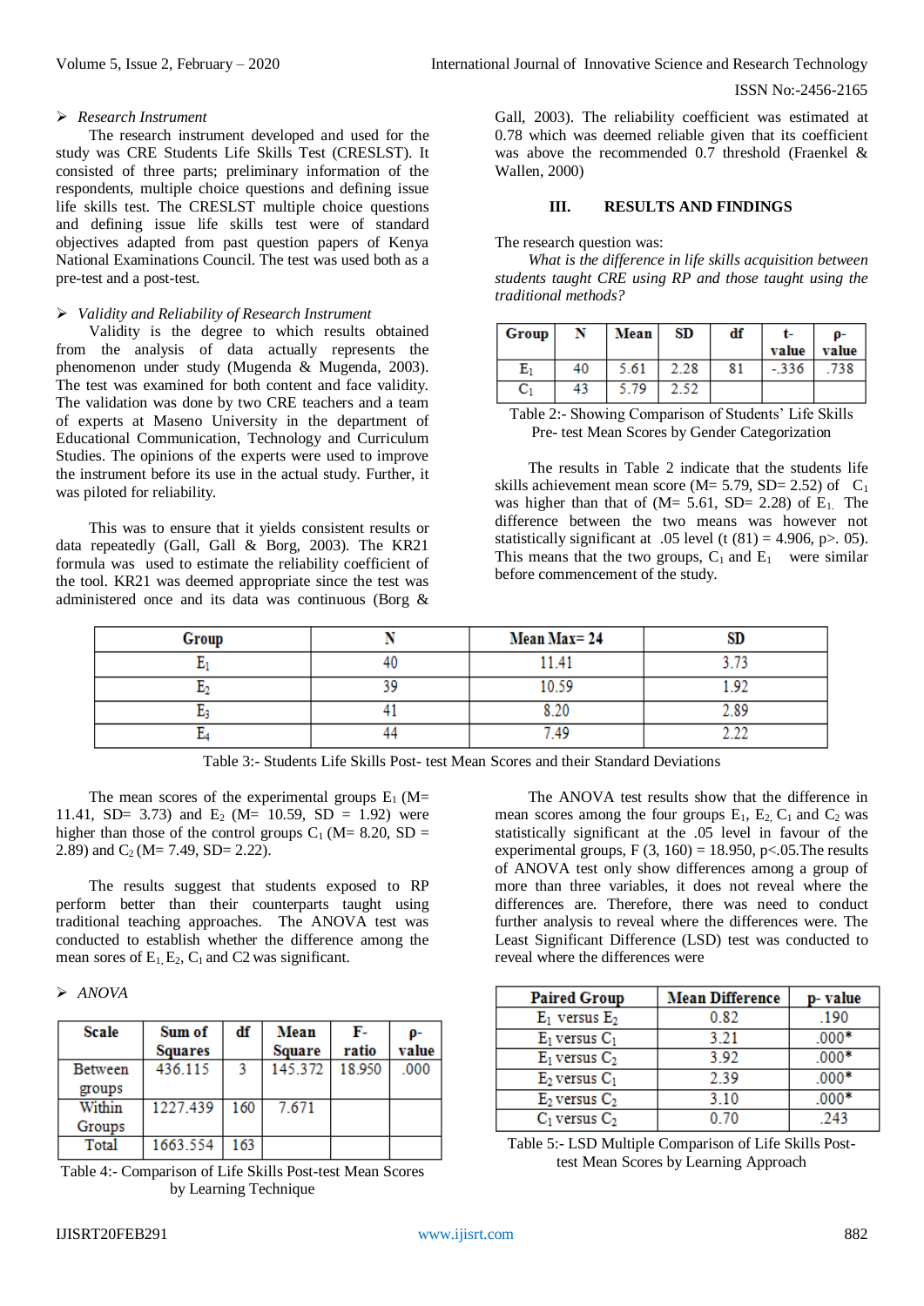➢ *Research Instrument*

The research instrument developed and used for the study was CRE Students Life Skills Test (CRESLST). It consisted of three parts; preliminary information of the respondents, multiple choice questions and defining issue life skills test. The CRESLST multiple choice questions and defining issue life skills test were of standard objectives adapted from past question papers of Kenya National Examinations Council. The test was used both as a pre-test and a post-test.

➢ *Validity and Reliability of Research Instrument*

Validity is the degree to which results obtained from the analysis of data actually represents the phenomenon under study (Mugenda & Mugenda, 2003). The test was examined for both content and face validity. The validation was done by two CRE teachers and a team of experts at Maseno University in the department of Educational Communication, Technology and Curriculum Studies. The opinions of the experts were used to improve the instrument before its use in the actual study. Further, it was piloted for reliability.

This was to ensure that it yields consistent results or data repeatedly (Gall, Gall & Borg, 2003). The KR21 formula was used to estimate the reliability coefficient of the tool. KR21 was deemed appropriate since the test was administered once and its data was continuous (Borg & Gall, 2003). The reliability coefficient was estimated at 0.78 which was deemed reliable given that its coefficient was above the recommended 0.7 threshold (Fraenkel & Wallen, 2000)

## III. RESULTS AND FINDINGS

The research question was:

*What is the difference in life skills acquisition between students taught CRE using RP and those taught using the traditional methods?*

| Group | N | Mean | SD | df | t-value | ρ-value |
|---|---|---|---|---|---|---|
| $E_1$ | 40 | 5.61 | 2.28 | 81 | -.336 | .738 |
| $C_1$ | 43 | 5.79 | 2.52 | | | |

Table 2:- Showing Comparison of Students' Life Skills Pre- test Mean Scores by Gender Categorization

The results in Table 2 indicate that the students life skills achievement mean score (M= 5.79, SD= 2.52) of $C_1$ was higher than that of (M= 5.61, SD= 2.28) of $E_1$. The difference between the two means was however not statistically significant at .05 level (t (81) = 4.906, p>. 05). This means that the two groups, $C_1$ and $E_1$ were similar before commencement of the study.

| Group | N | Mean Max= 24 | SD |
|---|---|---|---|
| $E_1$ | 40 | 11.41 | 3.73 |
| $E_2$ | 39 | 10.59 | 1.92 |
| $E_3$ | 41 | 8.20 | 2.89 |
| $E_4$ | 44 | 7.49 | 2.22 |

Table 3:- Students Life Skills Post- test Mean Scores and their Standard Deviations

The mean scores of the experimental groups $E_1$ (M= 11.41, SD= 3.73) and $E_2$ (M= 10.59, SD = 1.92) were higher than those of the control groups $C_1$ (M= 8.20, SD = 2.89) and $C_2$ (M= 7.49, SD= 2.22).

The results suggest that students exposed to RP perform better than their counterparts taught using traditional teaching approaches. The ANOVA test was conducted to establish whether the difference among the mean sores of $E_1$, $E_2$, $C_1$ and C2 was significant.

➢ *ANOVA*

| Scale | Sum of Squares | df | Mean Square | F-ratio | ρ-value |
|---|---|---|---|---|---|
| Between groups | 436.115 | 3 | 145.372 | 18.950 | .000 |
| Within Groups | 1227.439 | 160 | 7.671 | | |
| Total | 1663.554 | 163 | | | |

Table 4:- Comparison of Life Skills Post-test Mean Scores by Learning Technique

The ANOVA test results show that the difference in mean scores among the four groups $E_1$, $E_2$, $C_1$ and $C_2$ was statistically significant at the .05 level in favour of the experimental groups, F (3, 160) = 18.950, p<.05.The results of ANOVA test only show differences among a group of more than three variables, it does not reveal where the differences are. Therefore, there was need to conduct further analysis to reveal where the differences were. The Least Significant Difference (LSD) test was conducted to reveal where the differences were

| Paired Group | Mean Difference | p- value |
|---|---|---|
| $E_1$ versus $E_2$ | 0.82 | .190 |
| $E_1$ versus $C_1$ | 3.21 | .000* |
| $E_1$ versus $C_2$ | 3.92 | .000* |
| $E_2$ versus $C_1$ | 2.39 | .000* |
| $E_2$ versus $C_2$ | 3.10 | .000* |
| $C_1$ versus $C_2$ | 0.70 | .243 |

Table 5:- LSD Multiple Comparison of Life Skills Post-test Mean Scores by Learning Approach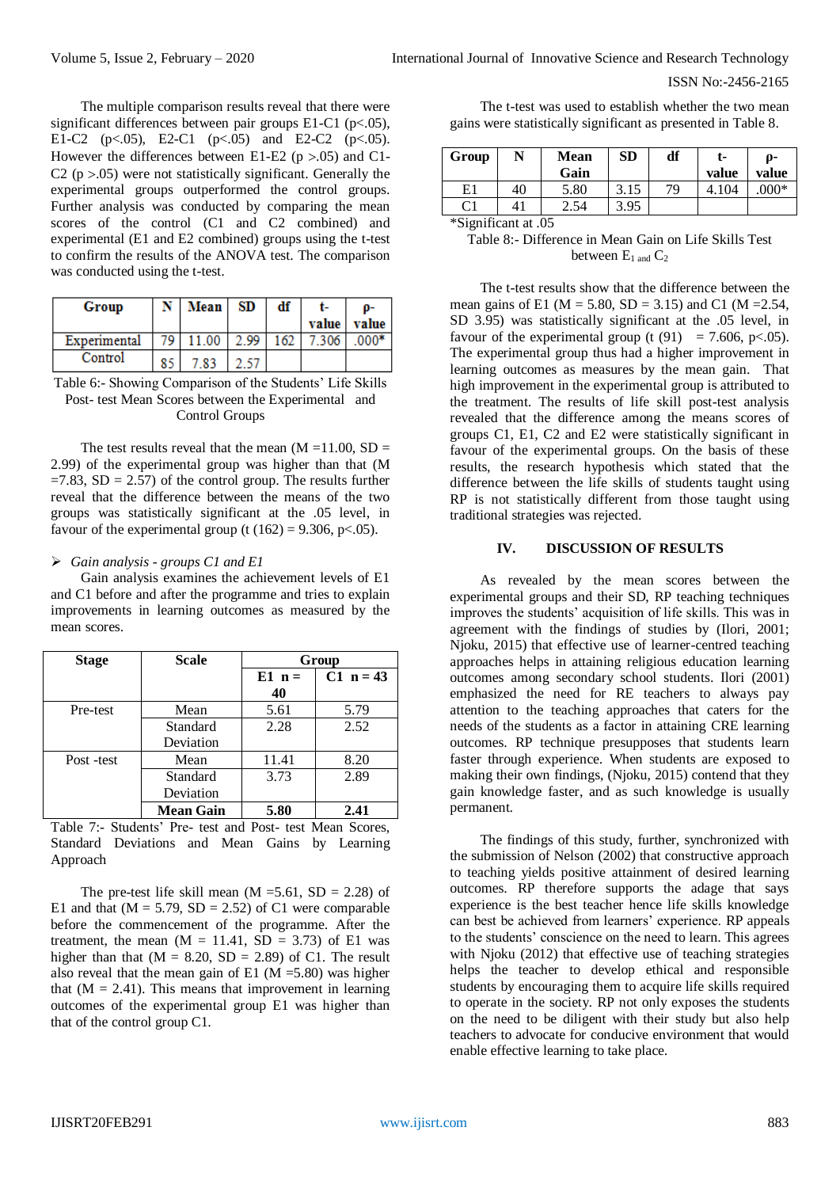The multiple comparison results reveal that there were significant differences between pair groups E1-C1 ($p<.05$), E1-C2 ($p<.05$), E2-C1 ($p<.05$) and E2-C2 ($p<.05$). However the differences between E1-E2 ($p >.05$) and C1-C2 ($p >.05$) were not statistically significant. Generally the experimental groups outperformed the control groups. Further analysis was conducted by comparing the mean scores of the control (C1 and C2 combined) and experimental (E1 and E2 combined) groups using the t-test to confirm the results of the ANOVA test. The comparison was conducted using the t-test.

| Group | N | Mean | SD | df | t-value | ρ-value |
|---|---|---|---|---|---|---|
| Experimental | 79 | 11.00 | 2.99 | 162 | 7.306 | .000* |
| Control | 85 | 7.83 | 2.57 | | | |

Table 6:- Showing Comparison of the Students' Life Skills Post- test Mean Scores between the Experimental and Control Groups

The test results reveal that the mean (M =11.00, SD = 2.99) of the experimental group was higher than that (M =7.83, SD = 2.57) of the control group. The results further reveal that the difference between the means of the two groups was statistically significant at the .05 level, in favour of the experimental group (t (162) = 9.306, $p<.05$).

- *Gain analysis - groups C1 and E1*

Gain analysis examines the achievement levels of E1 and C1 before and after the programme and tries to explain improvements in learning outcomes as measured by the mean scores.

| Stage | Scale | Group | |
|---|---|---|---|
| | | E1 n = 40 | C1 n = 43 |
| Pre-test | Mean | 5.61 | 5.79 |
| | Standard Deviation | 2.28 | 2.52 |
| Post -test | Mean | 11.41 | 8.20 |
| | Standard Deviation | 3.73 | 2.89 |
| | **Mean Gain** | **5.80** | **2.41** |

Table 7:- Students' Pre- test and Post- test Mean Scores, Standard Deviations and Mean Gains by Learning Approach

The pre-test life skill mean (M =5.61, SD = 2.28) of E1 and that (M = 5.79, SD = 2.52) of C1 were comparable before the commencement of the programme. After the treatment, the mean (M = 11.41, SD = 3.73) of E1 was higher than that (M = 8.20, SD = 2.89) of C1. The result also reveal that the mean gain of E1 (M =5.80) was higher that (M = 2.41). This means that improvement in learning outcomes of the experimental group E1 was higher than that of the control group C1.

The t-test was used to establish whether the two mean gains were statistically significant as presented in Table 8.

| Group | N | Mean Gain | SD | df | t-value | ρ-value |
|---|---|---|---|---|---|---|
| E1 | 40 | 5.80 | 3.15 | 79 | 4.104 | .000* |
| C1 | 41 | 2.54 | 3.95 | | | |

*Significant at .05

Table 8:- Difference in Mean Gain on Life Skills Test between $E_1$ and $C_2$

The t-test results show that the difference between the mean gains of E1 (M = 5.80, SD = 3.15) and C1 (M =2.54, SD 3.95) was statistically significant at the .05 level, in favour of the experimental group (t (91) = 7.606, $p<.05$). The experimental group thus had a higher improvement in learning outcomes as measures by the mean gain. That high improvement in the experimental group is attributed to the treatment. The results of life skill post-test analysis revealed that the difference among the means scores of groups C1, E1, C2 and E2 were statistically significant in favour of the experimental groups. On the basis of these results, the research hypothesis which stated that the difference between the life skills of students taught using RP is not statistically different from those taught using traditional strategies was rejected.

## IV. DISCUSSION OF RESULTS

As revealed by the mean scores between the experimental groups and their SD, RP teaching techniques improves the students' acquisition of life skills. This was in agreement with the findings of studies by (Ilori, 2001; Njoku, 2015) that effective use of learner-centred teaching approaches helps in attaining religious education learning outcomes among secondary school students. Ilori (2001) emphasized the need for RE teachers to always pay attention to the teaching approaches that caters for the needs of the students as a factor in attaining CRE learning outcomes. RP technique presupposes that students learn faster through experience. When students are exposed to making their own findings, (Njoku, 2015) contend that they gain knowledge faster, and as such knowledge is usually permanent.

The findings of this study, further, synchronized with the submission of Nelson (2002) that constructive approach to teaching yields positive attainment of desired learning outcomes. RP therefore supports the adage that says experience is the best teacher hence life skills knowledge can best be achieved from learners' experience. RP appeals to the students' conscience on the need to learn. This agrees with Njoku (2012) that effective use of teaching strategies helps the teacher to develop ethical and responsible students by encouraging them to acquire life skills required to operate in the society. RP not only exposes the students on the need to be diligent with their study but also help teachers to advocate for conducive environment that would enable effective learning to take place.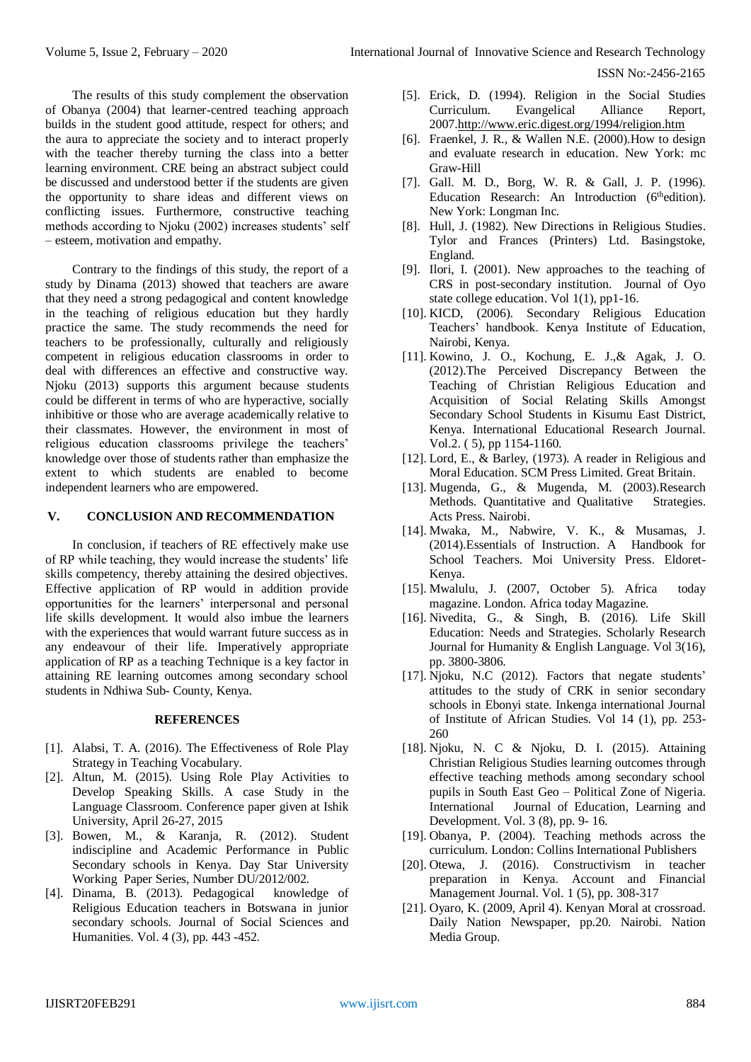The results of this study complement the observation of Obanya (2004) that learner-centred teaching approach builds in the student good attitude, respect for others; and the aura to appreciate the society and to interact properly with the teacher thereby turning the class into a better learning environment. CRE being an abstract subject could be discussed and understood better if the students are given the opportunity to share ideas and different views on conflicting issues. Furthermore, constructive teaching methods according to Njoku (2002) increases students' self – esteem, motivation and empathy.

Contrary to the findings of this study, the report of a study by Dinama (2013) showed that teachers are aware that they need a strong pedagogical and content knowledge in the teaching of religious education but they hardly practice the same. The study recommends the need for teachers to be professionally, culturally and religiously competent in religious education classrooms in order to deal with differences an effective and constructive way. Njoku (2013) supports this argument because students could be different in terms of who are hyperactive, socially inhibitive or those who are average academically relative to their classmates. However, the environment in most of religious education classrooms privilege the teachers' knowledge over those of students rather than emphasize the extent to which students are enabled to become independent learners who are empowered.

## V. CONCLUSION AND RECOMMENDATION

In conclusion, if teachers of RE effectively make use of RP while teaching, they would increase the students' life skills competency, thereby attaining the desired objectives. Effective application of RP would in addition provide opportunities for the learners' interpersonal and personal life skills development. It would also imbue the learners with the experiences that would warrant future success as in any endeavour of their life. Imperatively appropriate application of RP as a teaching Technique is a key factor in attaining RE learning outcomes among secondary school students in Ndhiwa Sub- County, Kenya.

## REFERENCES

[1]. Alabsi, T. A. (2016). The Effectiveness of Role Play Strategy in Teaching Vocabulary.

[2]. Altun, M. (2015). Using Role Play Activities to Develop Speaking Skills. A case Study in the Language Classroom. Conference paper given at Ishik University, April 26-27, 2015

[3]. Bowen, M., & Karanja, R. (2012). Student indiscipline and Academic Performance in Public Secondary schools in Kenya. Day Star University Working Paper Series, Number DU/2012/002.

[4]. Dinama, B. (2013). Pedagogical knowledge of Religious Education teachers in Botswana in junior secondary schools. Journal of Social Sciences and Humanities. Vol. 4 (3), pp. 443 -452.

[5]. Erick, D. (1994). Religion in the Social Studies Curriculum. Evangelical Alliance Report, 2007.http://www.eric.digest.org/1994/religion.htm

[6]. Fraenkel, J. R., & Wallen N.E. (2000).How to design and evaluate research in education. New York: mc Graw-Hill

[7]. Gall. M. D., Borg, W. R. & Gall, J. P. (1996). Education Research: An Introduction (6th edition). New York: Longman Inc.

[8]. Hull, J. (1982). New Directions in Religious Studies. Tylor and Frances (Printers) Ltd. Basingstoke, England.

[9]. Ilori, I. (2001). New approaches to the teaching of CRS in post-secondary institution. Journal of Oyo state college education. Vol 1(1), pp1-16.

[10]. KICD, (2006). Secondary Religious Education Teachers' handbook. Kenya Institute of Education, Nairobi, Kenya.

[11]. Kowino, J. O., Kochung, E. J.,& Agak, J. O. (2012).The Perceived Discrepancy Between the Teaching of Christian Religious Education and Acquisition of Social Relating Skills Amongst Secondary School Students in Kisumu East District, Kenya. International Educational Research Journal. Vol.2. ( 5), pp 1154-1160.

[12]. Lord, E., & Barley, (1973). A reader in Religious and Moral Education. SCM Press Limited. Great Britain.

[13]. Mugenda, G., & Mugenda, M. (2003).Research Methods. Quantitative and Qualitative Strategies. Acts Press. Nairobi.

[14]. Mwaka, M., Nabwire, V. K., & Musamas, J. (2014).Essentials of Instruction. A Handbook for School Teachers. Moi University Press. Eldoret-Kenya.

[15]. Mwalulu, J. (2007, October 5). Africa today magazine. London. Africa today Magazine.

[16]. Nivedita, G., & Singh, B. (2016). Life Skill Education: Needs and Strategies. Scholarly Research Journal for Humanity & English Language. Vol 3(16), pp. 3800-3806.

[17]. Njoku, N.C (2012). Factors that negate students' attitudes to the study of CRK in senior secondary schools in Ebonyi state. Inkenga international Journal of Institute of African Studies. Vol 14 (1), pp. 253-260

[18]. Njoku, N. C & Njoku, D. I. (2015). Attaining Christian Religious Studies learning outcomes through effective teaching methods among secondary school pupils in South East Geo – Political Zone of Nigeria. International Journal of Education, Learning and Development. Vol. 3 (8), pp. 9- 16.

[19]. Obanya, P. (2004). Teaching methods across the curriculum. London: Collins International Publishers

[20]. Otewa, J. (2016). Constructivism in teacher preparation in Kenya. Account and Financial Management Journal. Vol. 1 (5), pp. 308-317

[21]. Oyaro, K. (2009, April 4). Kenyan Moral at crossroad. Daily Nation Newspaper, pp.20. Nairobi. Nation Media Group.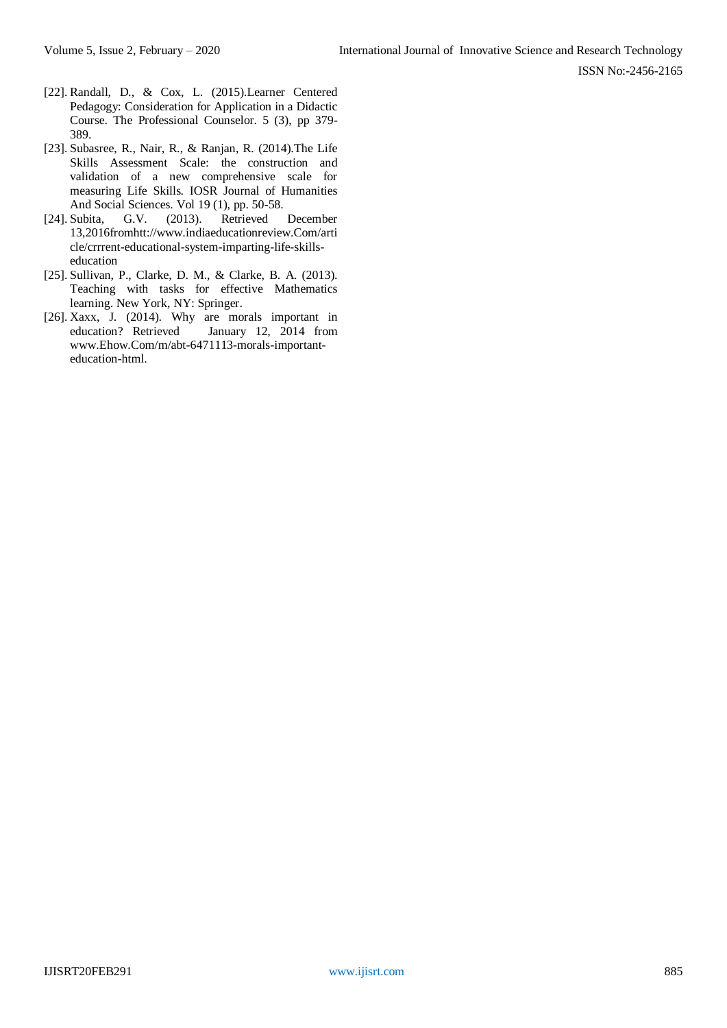[22]. Randall, D., & Cox, L. (2015).Learner Centered Pedagogy: Consideration for Application in a Didactic Course. The Professional Counselor. 5 (3), pp 379-389.

[23]. Subasree, R., Nair, R., & Ranjan, R. (2014).The Life Skills Assessment Scale: the construction and validation of a new comprehensive scale for measuring Life Skills. IOSR Journal of Humanities And Social Sciences. Vol 19 (1), pp. 50-58.

[24]. Subita, G.V. (2013). Retrieved December 13,2016fromhtt://www.indiaeducationreview.Com/article/crrrent-educational-system-imparting-life-skills-education

[25]. Sullivan, P., Clarke, D. M., & Clarke, B. A. (2013). Teaching with tasks for effective Mathematics learning. New York, NY: Springer.

[26]. Xaxx, J. (2014). Why are morals important in education? Retrieved January 12, 2014 from www.Ehow.Com/m/abt-6471113-morals-important-education-html.